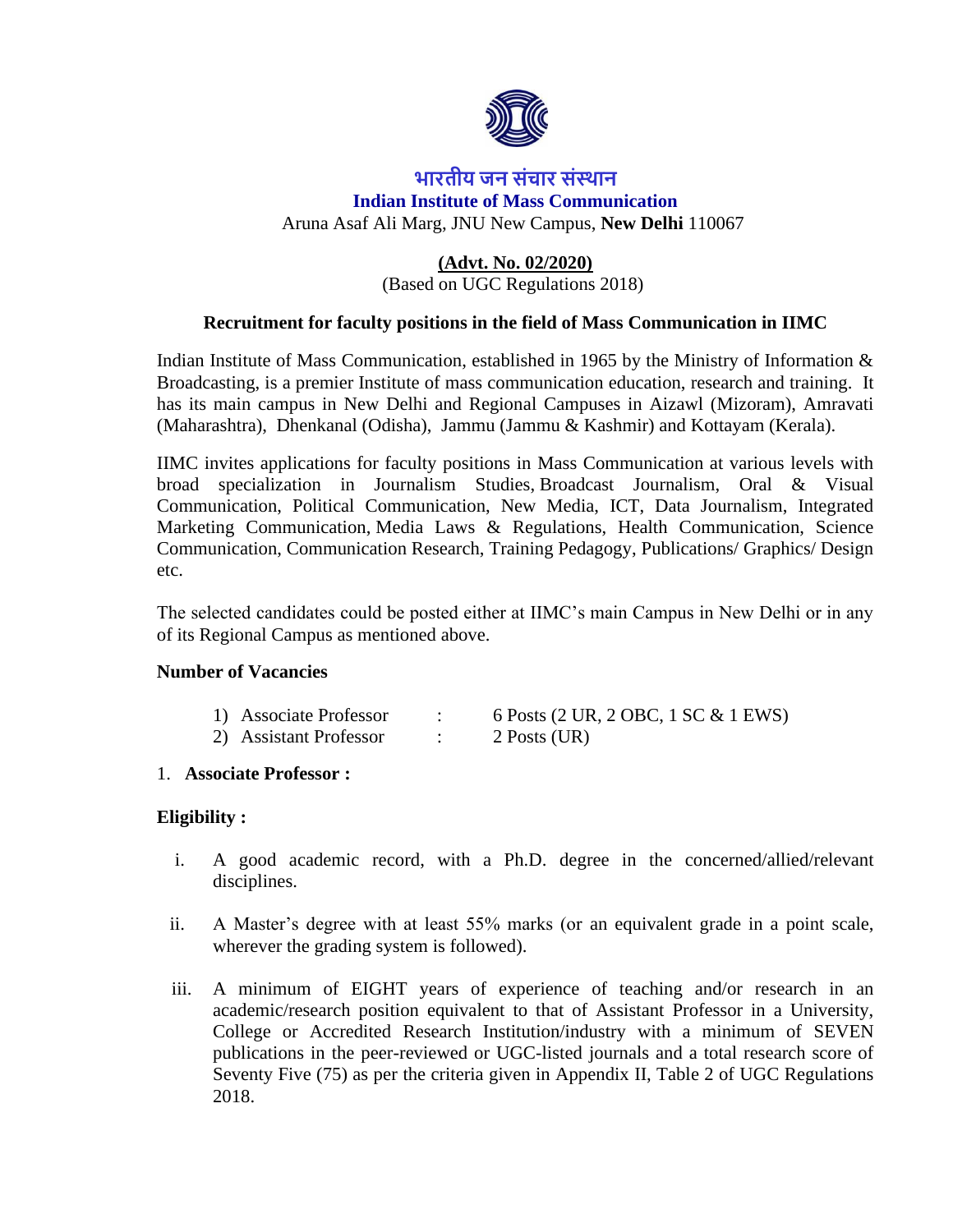# भारतीय जन संचार संस्थान

## Indian Institute of Mass Communication

Aruna Asaf Ali Marg, JNU New Campus, **New Delhi** 110067

**(Advt. No. 02/2020)**

(Based on UGC Regulations 2018)

### Recruitment for faculty positions in the field of Mass Communication in IIMC

Indian Institute of Mass Communication, established in 1965 by the Ministry of Information & Broadcasting, is a premier Institute of mass communication education, research and training. It has its main campus in New Delhi and Regional Campuses in Aizawl (Mizoram), Amravati (Maharashtra), Dhenkanal (Odisha), Jammu (Jammu & Kashmir) and Kottayam (Kerala).

IIMC invites applications for faculty positions in Mass Communication at various levels with broad specialization in Journalism Studies, Broadcast Journalism, Oral & Visual Communication, Political Communication, New Media, ICT, Data Journalism, Integrated Marketing Communication, Media Laws & Regulations, Health Communication, Science Communication, Communication Research, Training Pedagogy, Publications/ Graphics/ Design etc.

The selected candidates could be posted either at IIMC's main Campus in New Delhi or in any of its Regional Campus as mentioned above.

**Number of Vacancies**

1) Associate Professor : 6 Posts (2 UR, 2 OBC, 1 SC & 1 EWS)
2) Assistant Professor : 2 Posts (UR)

1. **Associate Professor :**

**Eligibility :**

i. A good academic record, with a Ph.D. degree in the concerned/allied/relevant disciplines.

ii. A Master's degree with at least 55% marks (or an equivalent grade in a point scale, wherever the grading system is followed).

iii. A minimum of EIGHT years of experience of teaching and/or research in an academic/research position equivalent to that of Assistant Professor in a University, College or Accredited Research Institution/industry with a minimum of SEVEN publications in the peer-reviewed or UGC-listed journals and a total research score of Seventy Five (75) as per the criteria given in Appendix II, Table 2 of UGC Regulations 2018.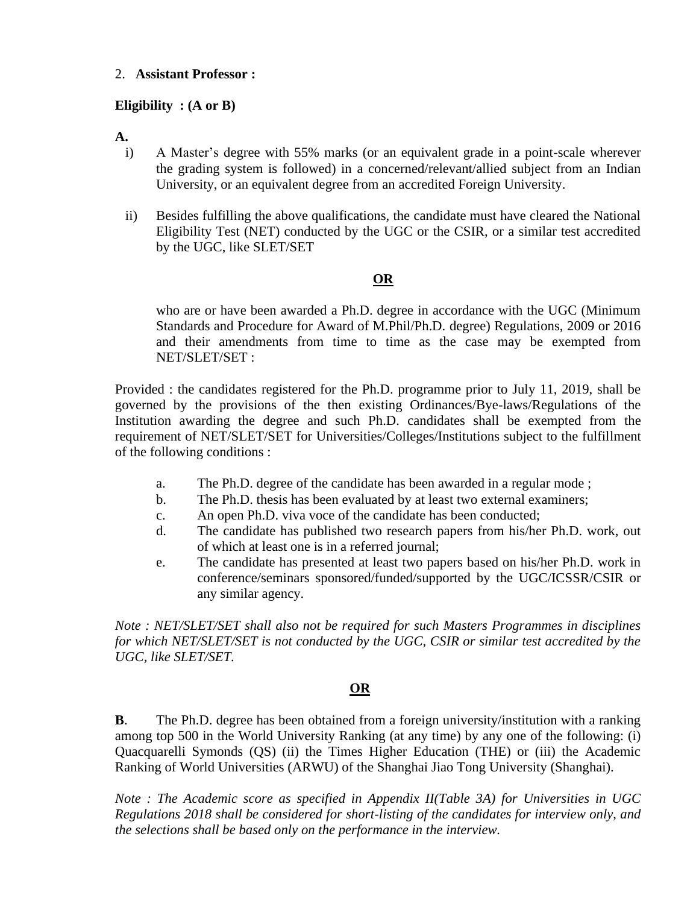2. **Assistant Professor :**

**Eligibility : (A or B)**

**A.**

i) A Master's degree with 55% marks (or an equivalent grade in a point-scale wherever the grading system is followed) in a concerned/relevant/allied subject from an Indian University, or an equivalent degree from an accredited Foreign University.

ii) Besides fulfilling the above qualifications, the candidate must have cleared the National Eligibility Test (NET) conducted by the UGC or the CSIR, or a similar test accredited by the UGC, like SLET/SET

**OR**

who are or have been awarded a Ph.D. degree in accordance with the UGC (Minimum Standards and Procedure for Award of M.Phil/Ph.D. degree) Regulations, 2009 or 2016 and their amendments from time to time as the case may be exempted from NET/SLET/SET :

Provided : the candidates registered for the Ph.D. programme prior to July 11, 2019, shall be governed by the provisions of the then existing Ordinances/Bye-laws/Regulations of the Institution awarding the degree and such Ph.D. candidates shall be exempted from the requirement of NET/SLET/SET for Universities/Colleges/Institutions subject to the fulfillment of the following conditions :

a. The Ph.D. degree of the candidate has been awarded in a regular mode ;
b. The Ph.D. thesis has been evaluated by at least two external examiners;
c. An open Ph.D. viva voce of the candidate has been conducted;
d. The candidate has published two research papers from his/her Ph.D. work, out of which at least one is in a referred journal;
e. The candidate has presented at least two papers based on his/her Ph.D. work in conference/seminars sponsored/funded/supported by the UGC/ICSSR/CSIR or any similar agency.

*Note : NET/SLET/SET shall also not be required for such Masters Programmes in disciplines for which NET/SLET/SET is not conducted by the UGC, CSIR or similar test accredited by the UGC, like SLET/SET.*

**OR**

**B**. The Ph.D. degree has been obtained from a foreign university/institution with a ranking among top 500 in the World University Ranking (at any time) by any one of the following: (i) Quacquarelli Symonds (QS) (ii) the Times Higher Education (THE) or (iii) the Academic Ranking of World Universities (ARWU) of the Shanghai Jiao Tong University (Shanghai).

*Note : The Academic score as specified in Appendix II(Table 3A) for Universities in UGC Regulations 2018 shall be considered for short-listing of the candidates for interview only, and the selections shall be based only on the performance in the interview.*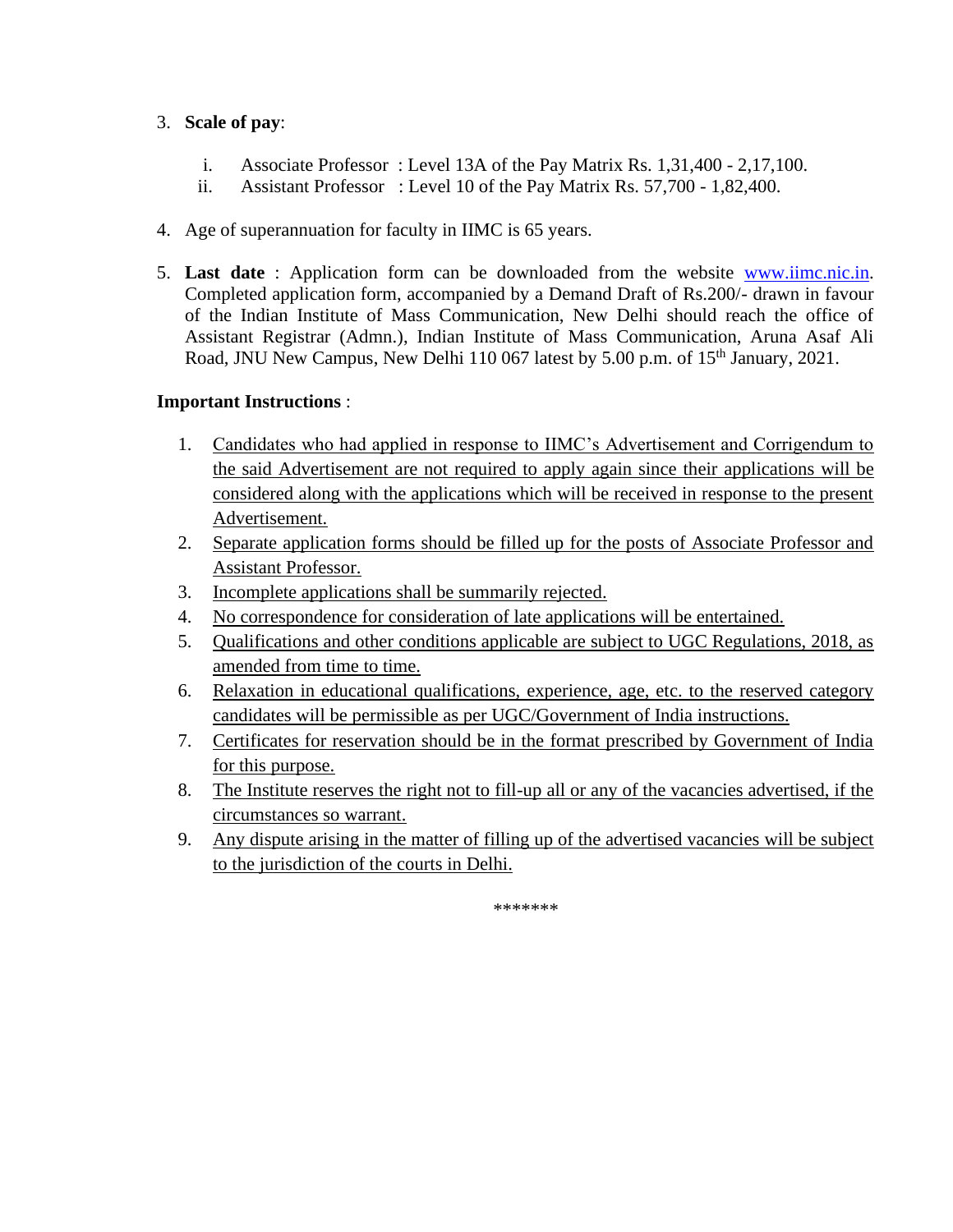3. **Scale of pay**:

   i. Associate Professor : Level 13A of the Pay Matrix Rs. 1,31,400 - 2,17,100.
   ii. Assistant Professor : Level 10 of the Pay Matrix Rs. 57,700 - 1,82,400.

4. Age of superannuation for faculty in IIMC is 65 years.

5. **Last date** : Application form can be downloaded from the website www.iimc.nic.in. Completed application form, accompanied by a Demand Draft of Rs.200/- drawn in favour of the Indian Institute of Mass Communication, New Delhi should reach the office of Assistant Registrar (Admn.), Indian Institute of Mass Communication, Aruna Asaf Ali Road, JNU New Campus, New Delhi 110 067 latest by 5.00 p.m. of 15th January, 2021.

**Important Instructions** :

1. Candidates who had applied in response to IIMC's Advertisement and Corrigendum to the said Advertisement are not required to apply again since their applications will be considered along with the applications which will be received in response to the present Advertisement.
2. Separate application forms should be filled up for the posts of Associate Professor and Assistant Professor.
3. Incomplete applications shall be summarily rejected.
4. No correspondence for consideration of late applications will be entertained.
5. Qualifications and other conditions applicable are subject to UGC Regulations, 2018, as amended from time to time.
6. Relaxation in educational qualifications, experience, age, etc. to the reserved category candidates will be permissible as per UGC/Government of India instructions.
7. Certificates for reservation should be in the format prescribed by Government of India for this purpose.
8. The Institute reserves the right not to fill-up all or any of the vacancies advertised, if the circumstances so warrant.
9. Any dispute arising in the matter of filling up of the advertised vacancies will be subject to the jurisdiction of the courts in Delhi.

*******